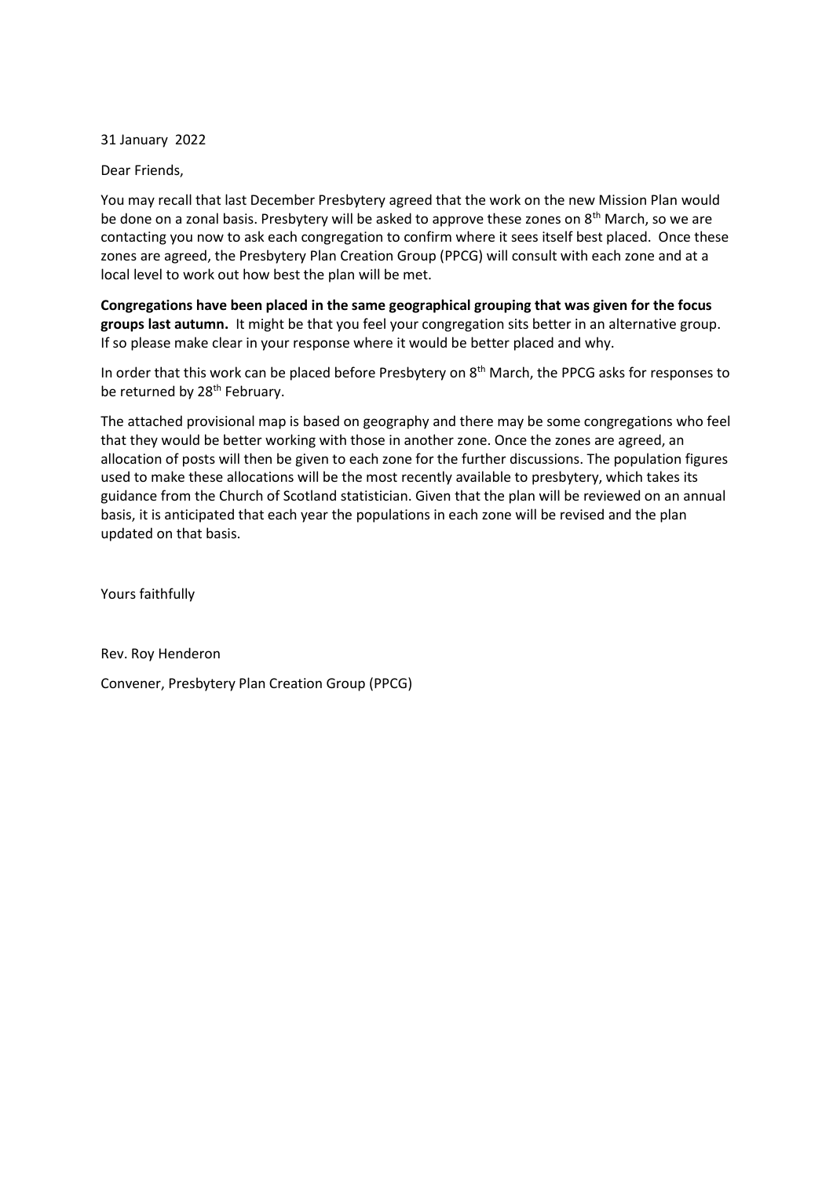31 January 2022

Dear Friends,

You may recall that last December Presbytery agreed that the work on the new Mission Plan would be done on a zonal basis. Presbytery will be asked to approve these zones on 8th March, so we are contacting you now to ask each congregation to confirm where it sees itself best placed. Once these zones are agreed, the Presbytery Plan Creation Group (PPCG) will consult with each zone and at a local level to work out how best the plan will be met.

**Congregations have been placed in the same geographical grouping that was given for the focus groups last autumn.** It might be that you feel your congregation sits better in an alternative group. If so please make clear in your response where it would be better placed and why.

In order that this work can be placed before Presbytery on 8th March, the PPCG asks for responses to be returned by 28th February.

The attached provisional map is based on geography and there may be some congregations who feel that they would be better working with those in another zone. Once the zones are agreed, an allocation of posts will then be given to each zone for the further discussions. The population figures used to make these allocations will be the most recently available to presbytery, which takes its guidance from the Church of Scotland statistician. Given that the plan will be reviewed on an annual basis, it is anticipated that each year the populations in each zone will be revised and the plan updated on that basis.

Yours faithfully

Rev. Roy Henderon

Convener, Presbytery Plan Creation Group (PPCG)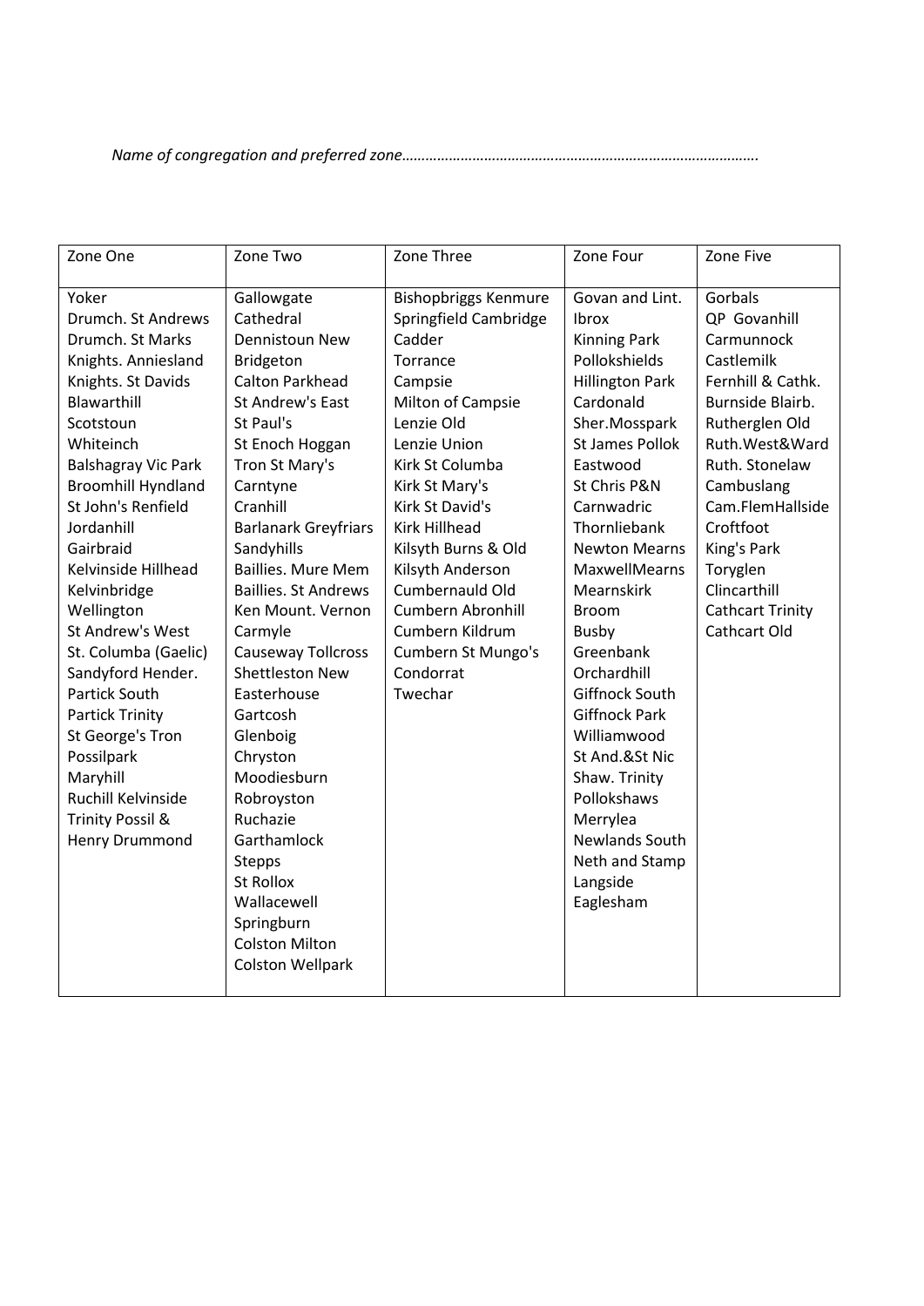*Name of congregation and preferred zone……………………………………………………………………………*

| Zone One | Zone Two | Zone Three | Zone Four | Zone Five |
|---|---|---|---|---|
| Yoker | Gallowgate | Bishopbriggs Kenmure | Govan and Lint. | Gorbals |
| Drumch. St Andrews | Cathedral | Springfield Cambridge | Ibrox | QP Govanhill |
| Drumch. St Marks | Dennistoun New | Cadder | Kinning Park | Carmunnock |
| Knights. Anniesland | Bridgeton | Torrance | Pollokshields | Castlemilk |
| Knights. St Davids | Calton Parkhead | Campsie | Hillington Park | Fernhill & Cathk. |
| Blawarthill | St Andrew's East | Milton of Campsie | Cardonald | Burnside Blairb. |
| Scotstoun | St Paul's | Lenzie Old | Sher.Mosspark | Rutherglen Old |
| Whiteinch | St Enoch Hoggan | Lenzie Union | St James Pollok | Ruth.West&Ward |
| Balshagray Vic Park | Tron St Mary's | Kirk St Columba | Eastwood | Ruth. Stonelaw |
| Broomhill Hyndland | Carntyne | Kirk St Mary's | St Chris P&N | Cambuslang |
| St John's Renfield | Cranhill | Kirk St David's | Carnwadric | Cam.FlemHallside |
| Jordanhill | Barlanark Greyfriars | Kirk Hillhead | Thornliebank | Croftfoot |
| Gairbraid | Sandyhills | Kilsyth Burns & Old | Newton Mearns | King's Park |
| Kelvinside Hillhead | Baillies. Mure Mem | Kilsyth Anderson | MaxwellMearns | Toryglen |
| Kelvinbridge | Baillies. St Andrews | Cumbernauld Old | Mearnskirk | Clincarthill |
| Wellington | Ken Mount. Vernon | Cumbern Abronhill | Broom | Cathcart Trinity |
| St Andrew's West | Carmyle | Cumbern Kildrum | Busby | Cathcart Old |
| St. Columba (Gaelic) | Causeway Tollcross | Cumbern St Mungo's | Greenbank | |
| Sandyford Hender. | Shettleston New | Condorrat | Orchardhill | |
| Partick South | Easterhouse | Twechar | Giffnock South | |
| Partick Trinity | Gartcosh | | Giffnock Park | |
| St George's Tron | Glenboig | | Williamwood | |
| Possilpark | Chryston | | St And.&St Nic | |
| Maryhill | Moodiesburn | | Shaw. Trinity | |
| Ruchill Kelvinside | Robroyston | | Pollokshaws | |
| Trinity Possil & | Ruchazie | | Merrylea | |
| Henry Drummond | Garthamlock | | Newlands South | |
| | Stepps | | Neth and Stamp | |
| | St Rollox | | Langside | |
| | Wallacewell | | Eaglesham | |
| | Springburn | | | |
| | Colston Milton | | | |
| | Colston Wellpark | | | |